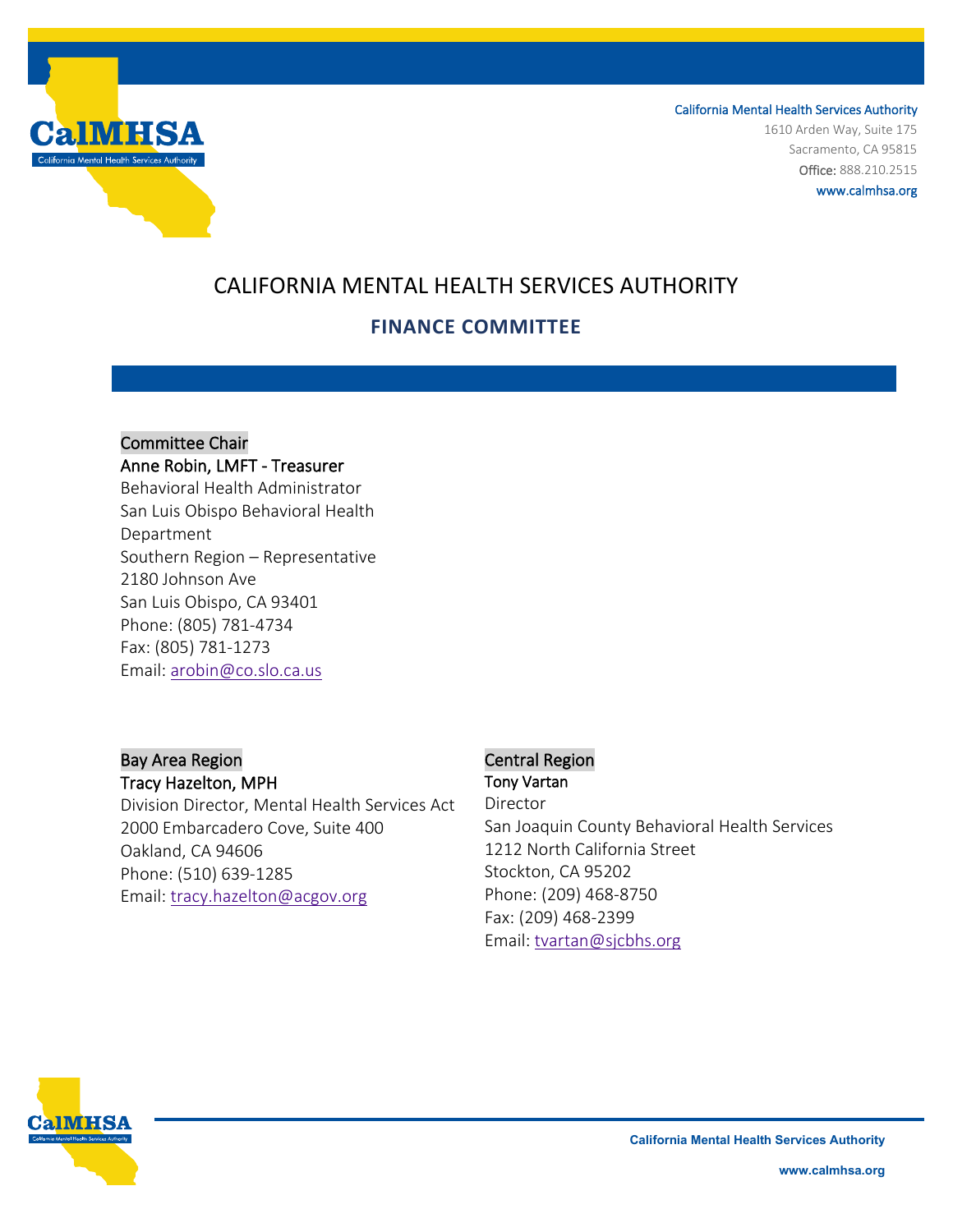California Mental Health Services Authority
1610 Arden Way, Suite 175
Sacramento, CA 95815
Office: 888.210.2515
www.calmhsa.org

# CALIFORNIA MENTAL HEALTH SERVICES AUTHORITY

## FINANCE COMMITTEE

### Committee Chair

**Anne Robin, LMFT - Treasurer**
Behavioral Health Administrator
San Luis Obispo Behavioral Health Department
Southern Region – Representative
2180 Johnson Ave
San Luis Obispo, CA 93401
Phone: (805) 781-4734
Fax: (805) 781-1273
Email: arobin@co.slo.ca.us

### Bay Area Region

**Tracy Hazelton, MPH**
Division Director, Mental Health Services Act
2000 Embarcadero Cove, Suite 400
Oakland, CA 94606
Phone: (510) 639-1285
Email: tracy.hazelton@acgov.org

### Central Region

**Tony Vartan**
Director
San Joaquin County Behavioral Health Services
1212 North California Street
Stockton, CA 95202
Phone: (209) 468-8750
Fax: (209) 468-2399
Email: tvartan@sjcbhs.org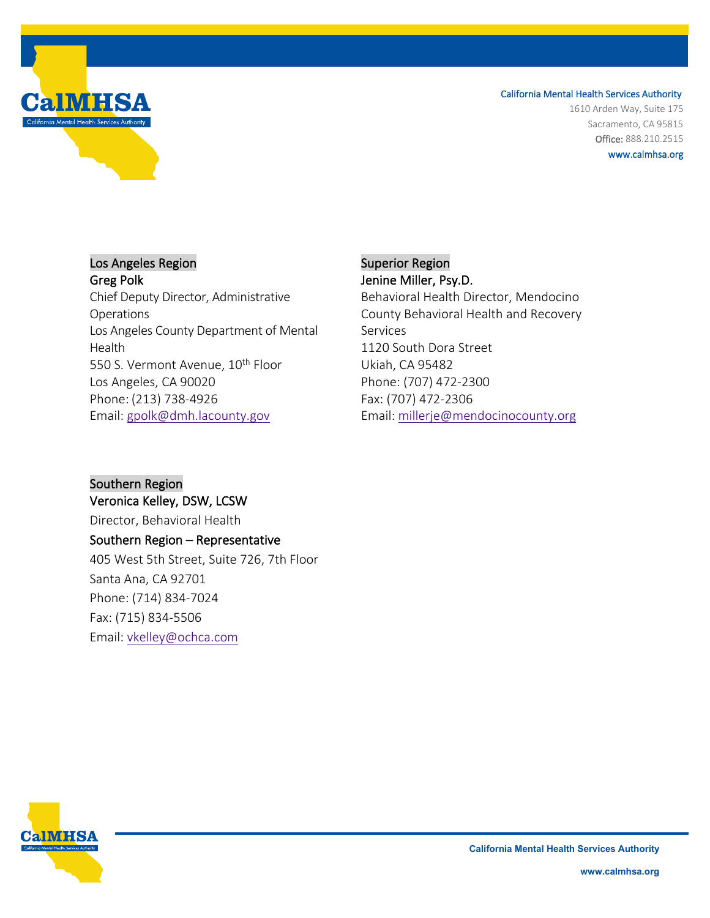**Los Angeles Region**
**Greg Polk**
Chief Deputy Director, Administrative Operations
Los Angeles County Department of Mental Health
550 S. Vermont Avenue, 10th Floor
Los Angeles, CA 90020
Phone: (213) 738-4926
Email: gpolk@dmh.lacounty.gov

**Superior Region**
**Jenine Miller, Psy.D.**
Behavioral Health Director, Mendocino County Behavioral Health and Recovery Services
1120 South Dora Street
Ukiah, CA 95482
Phone: (707) 472-2300
Fax: (707) 472-2306
Email: millerje@mendocinocounty.org

**Southern Region**
**Veronica Kelley, DSW, LCSW**
Director, Behavioral Health
**Southern Region – Representative**
405 West 5th Street, Suite 726, 7th Floor
Santa Ana, CA 92701
Phone: (714) 834-7024
Fax: (715) 834-5506
Email: vkelley@ochca.com